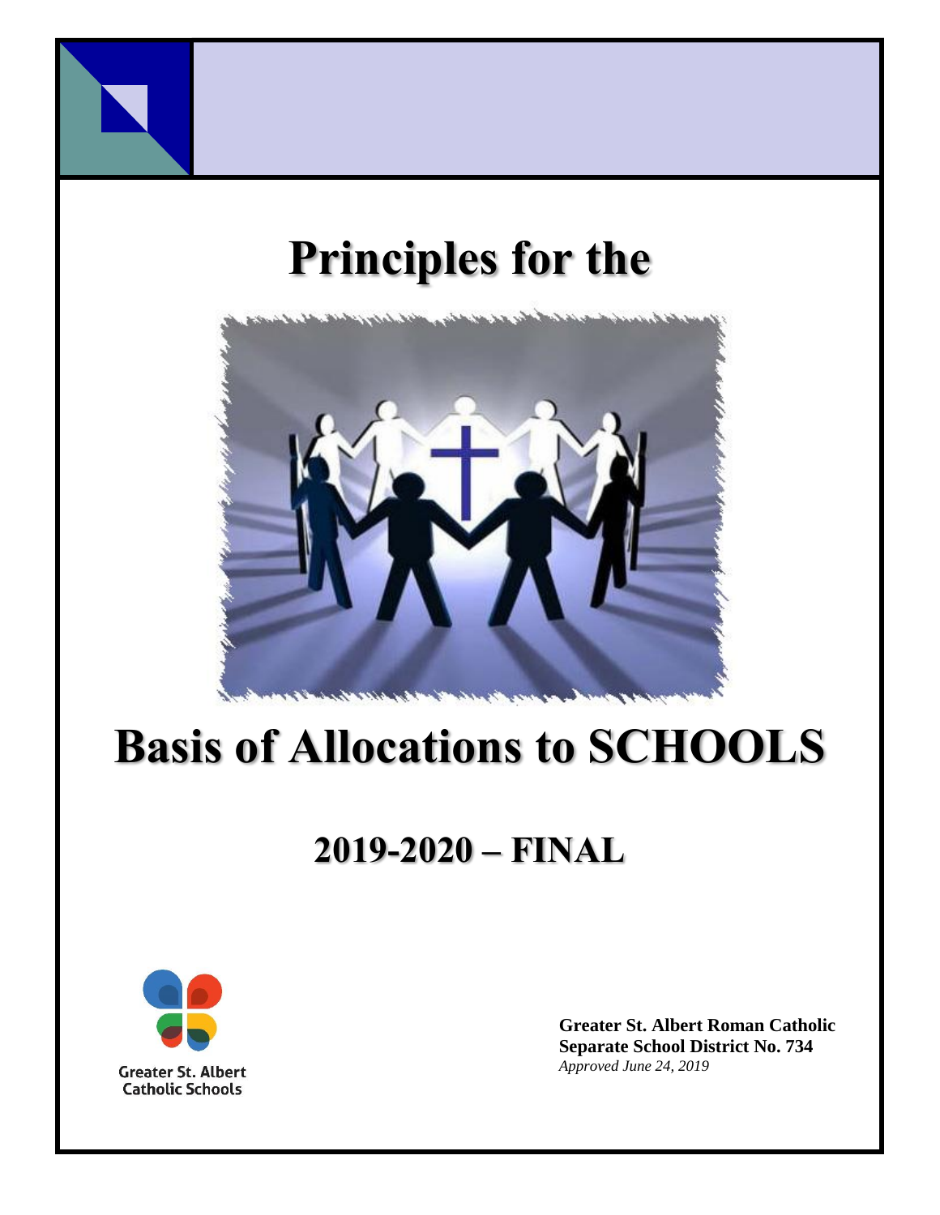# Principles for the

# Basis of Allocations to SCHOOLS

## 2019-2020 – FINAL

Greater St. Albert Catholic Schools

**Greater St. Albert Roman Catholic Separate School District No. 734**
*Approved June 24, 2019*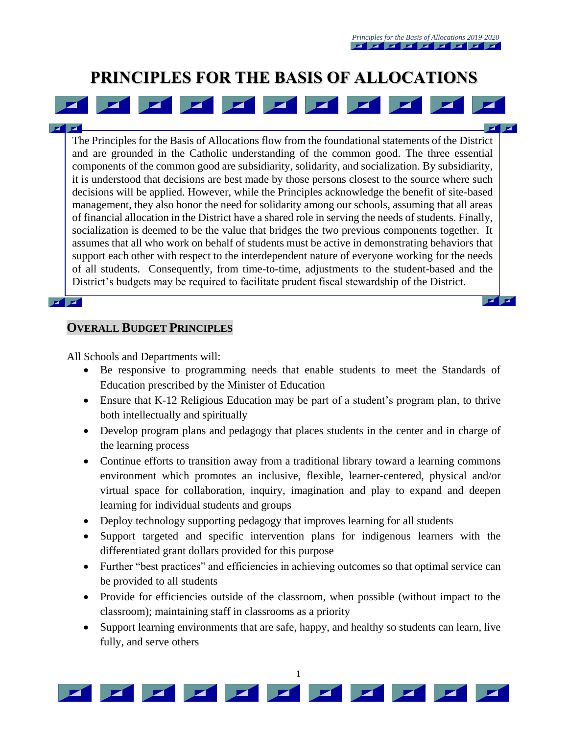# PRINCIPLES FOR THE BASIS OF ALLOCATIONS

The Principles for the Basis of Allocations flow from the foundational statements of the District and are grounded in the Catholic understanding of the common good. The three essential components of the common good are subsidiarity, solidarity, and socialization. By subsidiarity, it is understood that decisions are best made by those persons closest to the source where such decisions will be applied. However, while the Principles acknowledge the benefit of site-based management, they also honor the need for solidarity among our schools, assuming that all areas of financial allocation in the District have a shared role in serving the needs of students. Finally, socialization is deemed to be the value that bridges the two previous components together. It assumes that all who work on behalf of students must be active in demonstrating behaviors that support each other with respect to the interdependent nature of everyone working for the needs of all students. Consequently, from time-to-time, adjustments to the student-based and the District's budgets may be required to facilitate prudent fiscal stewardship of the District.

## OVERALL BUDGET PRINCIPLES

All Schools and Departments will:

- Be responsive to programming needs that enable students to meet the Standards of Education prescribed by the Minister of Education
- Ensure that K-12 Religious Education may be part of a student's program plan, to thrive both intellectually and spiritually
- Develop program plans and pedagogy that places students in the center and in charge of the learning process
- Continue efforts to transition away from a traditional library toward a learning commons environment which promotes an inclusive, flexible, learner-centered, physical and/or virtual space for collaboration, inquiry, imagination and play to expand and deepen learning for individual students and groups
- Deploy technology supporting pedagogy that improves learning for all students
- Support targeted and specific intervention plans for indigenous learners with the differentiated grant dollars provided for this purpose
- Further "best practices" and efficiencies in achieving outcomes so that optimal service can be provided to all students
- Provide for efficiencies outside of the classroom, when possible (without impact to the classroom); maintaining staff in classrooms as a priority
- Support learning environments that are safe, happy, and healthy so students can learn, live fully, and serve others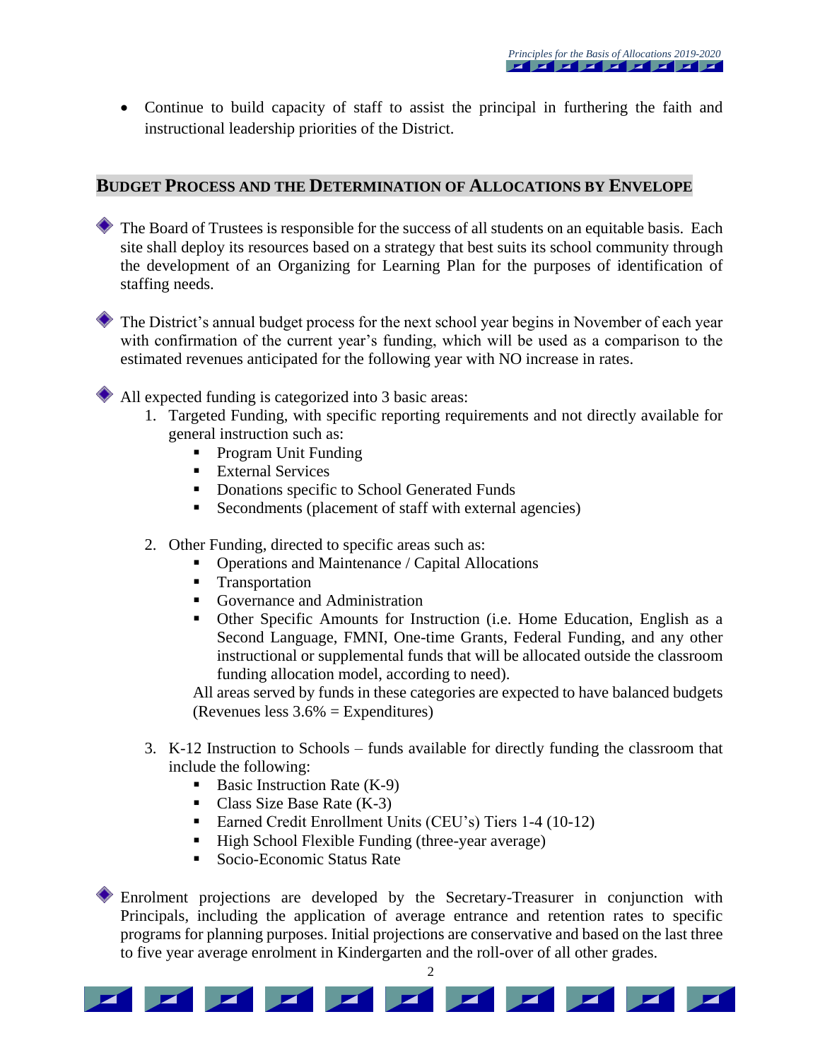- Continue to build capacity of staff to assist the principal in furthering the faith and instructional leadership priorities of the District.

## BUDGET PROCESS AND THE DETERMINATION OF ALLOCATIONS BY ENVELOPE

- The Board of Trustees is responsible for the success of all students on an equitable basis. Each site shall deploy its resources based on a strategy that best suits its school community through the development of an Organizing for Learning Plan for the purposes of identification of staffing needs.

- The District's annual budget process for the next school year begins in November of each year with confirmation of the current year's funding, which will be used as a comparison to the estimated revenues anticipated for the following year with NO increase in rates.

- All expected funding is categorized into 3 basic areas:
  1. Targeted Funding, with specific reporting requirements and not directly available for general instruction such as:
     - Program Unit Funding
     - External Services
     - Donations specific to School Generated Funds
     - Secondments (placement of staff with external agencies)
  2. Other Funding, directed to specific areas such as:
     - Operations and Maintenance / Capital Allocations
     - Transportation
     - Governance and Administration
     - Other Specific Amounts for Instruction (i.e. Home Education, English as a Second Language, FMNI, One-time Grants, Federal Funding, and any other instructional or supplemental funds that will be allocated outside the classroom funding allocation model, according to need).

     All areas served by funds in these categories are expected to have balanced budgets (Revenues less 3.6% = Expenditures)
  3. K-12 Instruction to Schools – funds available for directly funding the classroom that include the following:
     - Basic Instruction Rate (K-9)
     - Class Size Base Rate (K-3)
     - Earned Credit Enrollment Units (CEU's) Tiers 1-4 (10-12)
     - High School Flexible Funding (three-year average)
     - Socio-Economic Status Rate

- Enrolment projections are developed by the Secretary-Treasurer in conjunction with Principals, including the application of average entrance and retention rates to specific programs for planning purposes. Initial projections are conservative and based on the last three to five year average enrolment in Kindergarten and the roll-over of all other grades.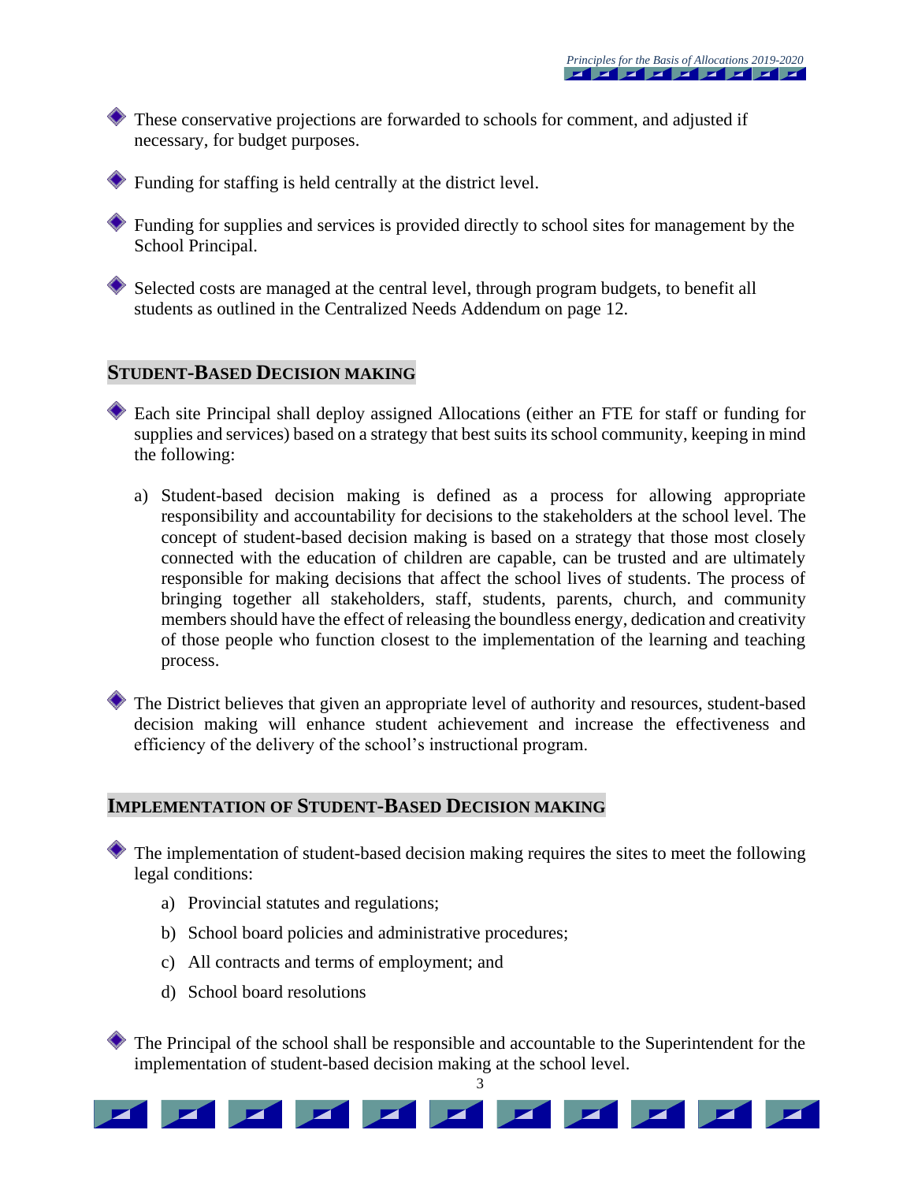- These conservative projections are forwarded to schools for comment, and adjusted if necessary, for budget purposes.

- Funding for staffing is held centrally at the district level.

- Funding for supplies and services is provided directly to school sites for management by the School Principal.

- Selected costs are managed at the central level, through program budgets, to benefit all students as outlined in the Centralized Needs Addendum on page 12.

## STUDENT-BASED DECISION MAKING

- Each site Principal shall deploy assigned Allocations (either an FTE for staff or funding for supplies and services) based on a strategy that best suits its school community, keeping in mind the following:

  a) Student-based decision making is defined as a process for allowing appropriate responsibility and accountability for decisions to the stakeholders at the school level. The concept of student-based decision making is based on a strategy that those most closely connected with the education of children are capable, can be trusted and are ultimately responsible for making decisions that affect the school lives of students. The process of bringing together all stakeholders, staff, students, parents, church, and community members should have the effect of releasing the boundless energy, dedication and creativity of those people who function closest to the implementation of the learning and teaching process.

- The District believes that given an appropriate level of authority and resources, student-based decision making will enhance student achievement and increase the effectiveness and efficiency of the delivery of the school's instructional program.

## IMPLEMENTATION OF STUDENT-BASED DECISION MAKING

- The implementation of student-based decision making requires the sites to meet the following legal conditions:

  a) Provincial statutes and regulations;

  b) School board policies and administrative procedures;

  c) All contracts and terms of employment; and

  d) School board resolutions

- The Principal of the school shall be responsible and accountable to the Superintendent for the implementation of student-based decision making at the school level.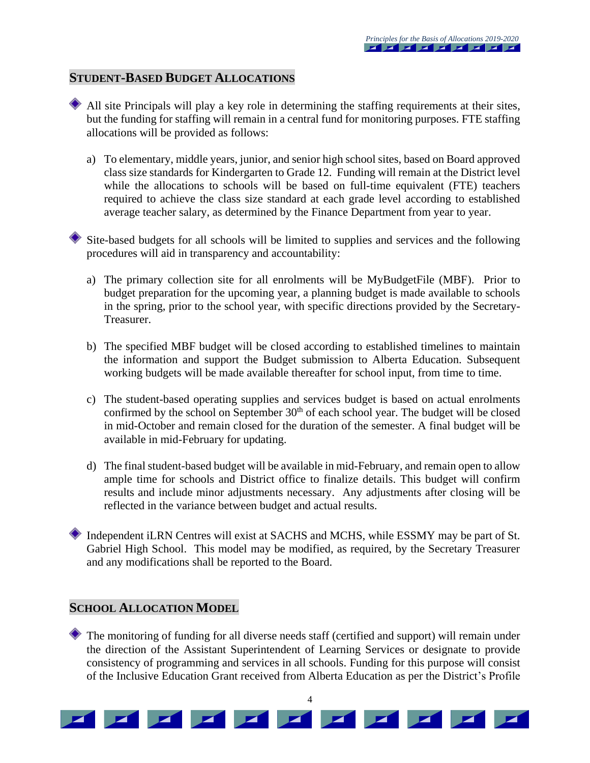## STUDENT-BASED BUDGET ALLOCATIONS

- All site Principals will play a key role in determining the staffing requirements at their sites, but the funding for staffing will remain in a central fund for monitoring purposes. FTE staffing allocations will be provided as follows:

  a) To elementary, middle years, junior, and senior high school sites, based on Board approved class size standards for Kindergarten to Grade 12. Funding will remain at the District level while the allocations to schools will be based on full-time equivalent (FTE) teachers required to achieve the class size standard at each grade level according to established average teacher salary, as determined by the Finance Department from year to year.

- Site-based budgets for all schools will be limited to supplies and services and the following procedures will aid in transparency and accountability:

  a) The primary collection site for all enrolments will be MyBudgetFile (MBF). Prior to budget preparation for the upcoming year, a planning budget is made available to schools in the spring, prior to the school year, with specific directions provided by the Secretary-Treasurer.

  b) The specified MBF budget will be closed according to established timelines to maintain the information and support the Budget submission to Alberta Education. Subsequent working budgets will be made available thereafter for school input, from time to time.

  c) The student-based operating supplies and services budget is based on actual enrolments confirmed by the school on September 30th of each school year. The budget will be closed in mid-October and remain closed for the duration of the semester. A final budget will be available in mid-February for updating.

  d) The final student-based budget will be available in mid-February, and remain open to allow ample time for schools and District office to finalize details. This budget will confirm results and include minor adjustments necessary. Any adjustments after closing will be reflected in the variance between budget and actual results.

- Independent iLRN Centres will exist at SACHS and MCHS, while ESSMY may be part of St. Gabriel High School. This model may be modified, as required, by the Secretary Treasurer and any modifications shall be reported to the Board.

## SCHOOL ALLOCATION MODEL

- The monitoring of funding for all diverse needs staff (certified and support) will remain under the direction of the Assistant Superintendent of Learning Services or designate to provide consistency of programming and services in all schools. Funding for this purpose will consist of the Inclusive Education Grant received from Alberta Education as per the District's Profile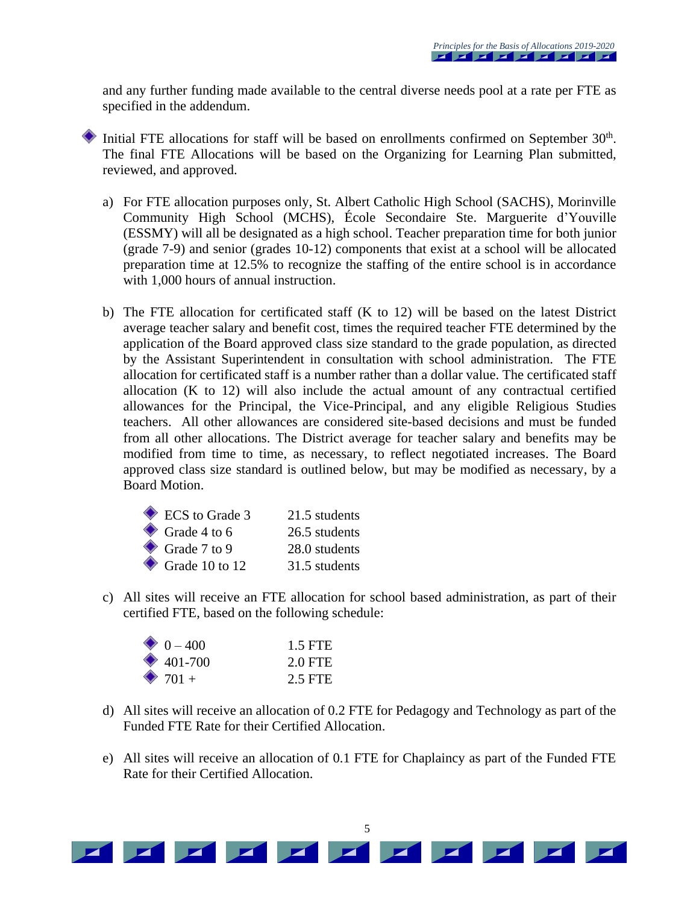and any further funding made available to the central diverse needs pool at a rate per FTE as specified in the addendum.

- Initial FTE allocations for staff will be based on enrollments confirmed on September 30th. The final FTE Allocations will be based on the Organizing for Learning Plan submitted, reviewed, and approved.

  a) For FTE allocation purposes only, St. Albert Catholic High School (SACHS), Morinville Community High School (MCHS), École Secondaire Ste. Marguerite d'Youville (ESSMY) will all be designated as a high school. Teacher preparation time for both junior (grade 7-9) and senior (grades 10-12) components that exist at a school will be allocated preparation time at 12.5% to recognize the staffing of the entire school is in accordance with 1,000 hours of annual instruction.

  b) The FTE allocation for certificated staff (K to 12) will be based on the latest District average teacher salary and benefit cost, times the required teacher FTE determined by the application of the Board approved class size standard to the grade population, as directed by the Assistant Superintendent in consultation with school administration. The FTE allocation for certificated staff is a number rather than a dollar value. The certificated staff allocation (K to 12) will also include the actual amount of any contractual certified allowances for the Principal, the Vice-Principal, and any eligible Religious Studies teachers. All other allowances are considered site-based decisions and must be funded from all other allocations. The District average for teacher salary and benefits may be modified from time to time, as necessary, to reflect negotiated increases. The Board approved class size standard is outlined below, but may be modified as necessary, by a Board Motion.

     - ECS to Grade 3 — 21.5 students
     - Grade 4 to 6 — 26.5 students
     - Grade 7 to 9 — 28.0 students
     - Grade 10 to 12 — 31.5 students

  c) All sites will receive an FTE allocation for school based administration, as part of their certified FTE, based on the following schedule:

     - 0 – 400 — 1.5 FTE
     - 401-700 — 2.0 FTE
     - 701 + — 2.5 FTE

  d) All sites will receive an allocation of 0.2 FTE for Pedagogy and Technology as part of the Funded FTE Rate for their Certified Allocation.

  e) All sites will receive an allocation of 0.1 FTE for Chaplaincy as part of the Funded FTE Rate for their Certified Allocation.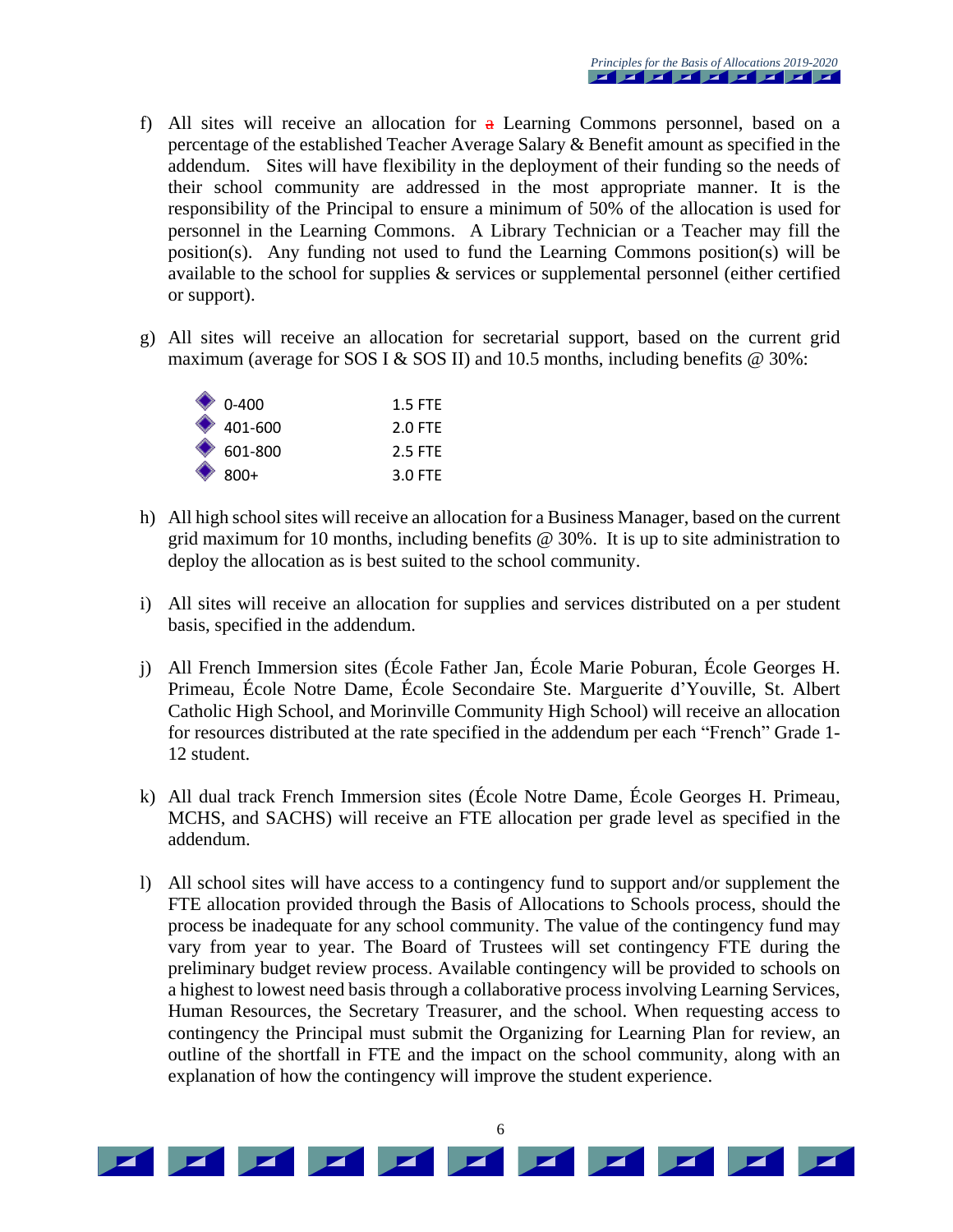f) All sites will receive an allocation for ~~a~~ Learning Commons personnel, based on a percentage of the established Teacher Average Salary & Benefit amount as specified in the addendum. Sites will have flexibility in the deployment of their funding so the needs of their school community are addressed in the most appropriate manner. It is the responsibility of the Principal to ensure a minimum of 50% of the allocation is used for personnel in the Learning Commons. A Library Technician or a Teacher may fill the position(s). Any funding not used to fund the Learning Commons position(s) will be available to the school for supplies & services or supplemental personnel (either certified or support).

g) All sites will receive an allocation for secretarial support, based on the current grid maximum (average for SOS I & SOS II) and 10.5 months, including benefits @ 30%:

   - 0-400 — 1.5 FTE
   - 401-600 — 2.0 FTE
   - 601-800 — 2.5 FTE
   - 800+ — 3.0 FTE

h) All high school sites will receive an allocation for a Business Manager, based on the current grid maximum for 10 months, including benefits @ 30%. It is up to site administration to deploy the allocation as is best suited to the school community.

i) All sites will receive an allocation for supplies and services distributed on a per student basis, specified in the addendum.

j) All French Immersion sites (École Father Jan, École Marie Poburan, École Georges H. Primeau, École Notre Dame, École Secondaire Ste. Marguerite d'Youville, St. Albert Catholic High School, and Morinville Community High School) will receive an allocation for resources distributed at the rate specified in the addendum per each "French" Grade 1-12 student.

k) All dual track French Immersion sites (École Notre Dame, École Georges H. Primeau, MCHS, and SACHS) will receive an FTE allocation per grade level as specified in the addendum.

l) All school sites will have access to a contingency fund to support and/or supplement the FTE allocation provided through the Basis of Allocations to Schools process, should the process be inadequate for any school community. The value of the contingency fund may vary from year to year. The Board of Trustees will set contingency FTE during the preliminary budget review process. Available contingency will be provided to schools on a highest to lowest need basis through a collaborative process involving Learning Services, Human Resources, the Secretary Treasurer, and the school. When requesting access to contingency the Principal must submit the Organizing for Learning Plan for review, an outline of the shortfall in FTE and the impact on the school community, along with an explanation of how the contingency will improve the student experience.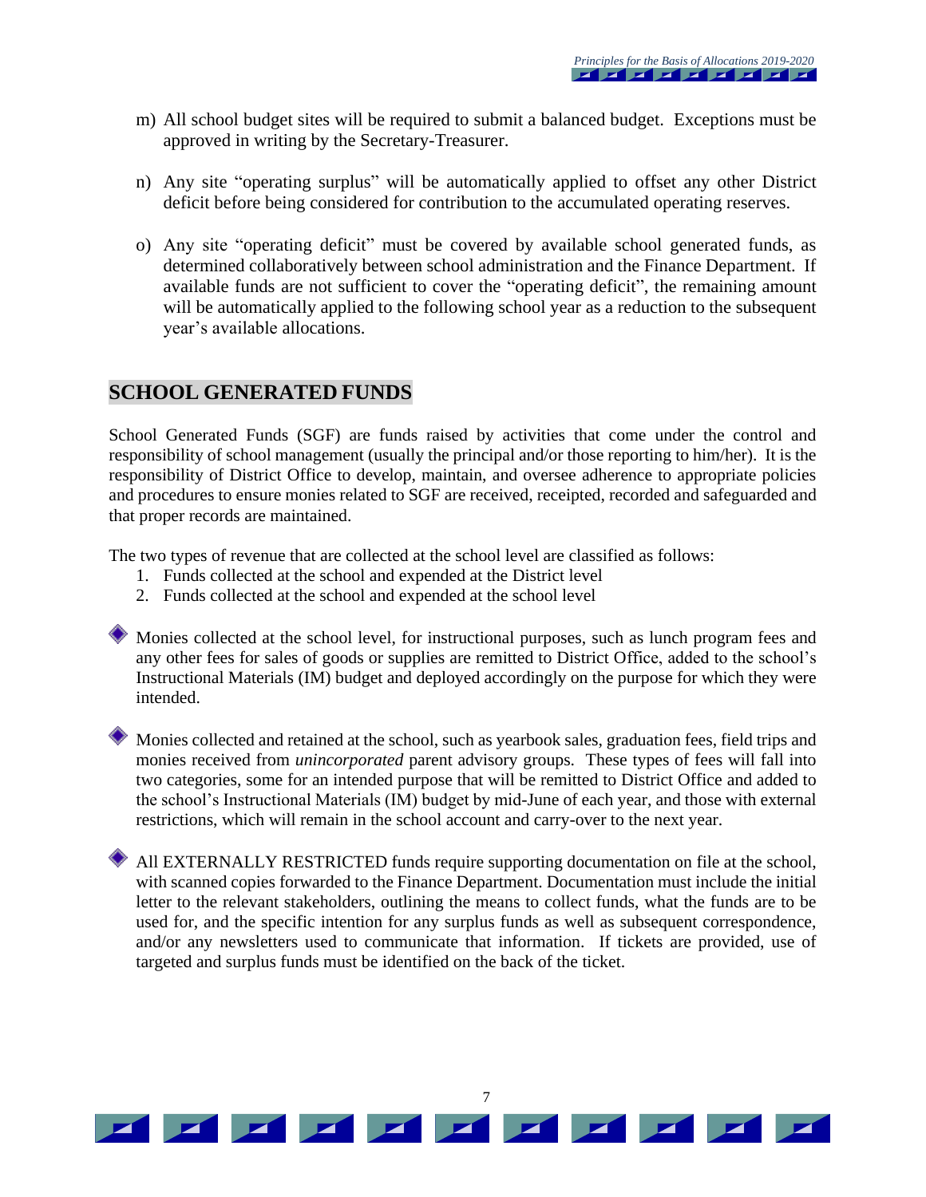m) All school budget sites will be required to submit a balanced budget. Exceptions must be approved in writing by the Secretary-Treasurer.

n) Any site "operating surplus" will be automatically applied to offset any other District deficit before being considered for contribution to the accumulated operating reserves.

o) Any site "operating deficit" must be covered by available school generated funds, as determined collaboratively between school administration and the Finance Department. If available funds are not sufficient to cover the "operating deficit", the remaining amount will be automatically applied to the following school year as a reduction to the subsequent year's available allocations.

## SCHOOL GENERATED FUNDS

School Generated Funds (SGF) are funds raised by activities that come under the control and responsibility of school management (usually the principal and/or those reporting to him/her). It is the responsibility of District Office to develop, maintain, and oversee adherence to appropriate policies and procedures to ensure monies related to SGF are received, receipted, recorded and safeguarded and that proper records are maintained.

The two types of revenue that are collected at the school level are classified as follows:

1. Funds collected at the school and expended at the District level
2. Funds collected at the school and expended at the school level

- Monies collected at the school level, for instructional purposes, such as lunch program fees and any other fees for sales of goods or supplies are remitted to District Office, added to the school's Instructional Materials (IM) budget and deployed accordingly on the purpose for which they were intended.

- Monies collected and retained at the school, such as yearbook sales, graduation fees, field trips and monies received from *unincorporated* parent advisory groups. These types of fees will fall into two categories, some for an intended purpose that will be remitted to District Office and added to the school's Instructional Materials (IM) budget by mid-June of each year, and those with external restrictions, which will remain in the school account and carry-over to the next year.

- All EXTERNALLY RESTRICTED funds require supporting documentation on file at the school, with scanned copies forwarded to the Finance Department. Documentation must include the initial letter to the relevant stakeholders, outlining the means to collect funds, what the funds are to be used for, and the specific intention for any surplus funds as well as subsequent correspondence, and/or any newsletters used to communicate that information. If tickets are provided, use of targeted and surplus funds must be identified on the back of the ticket.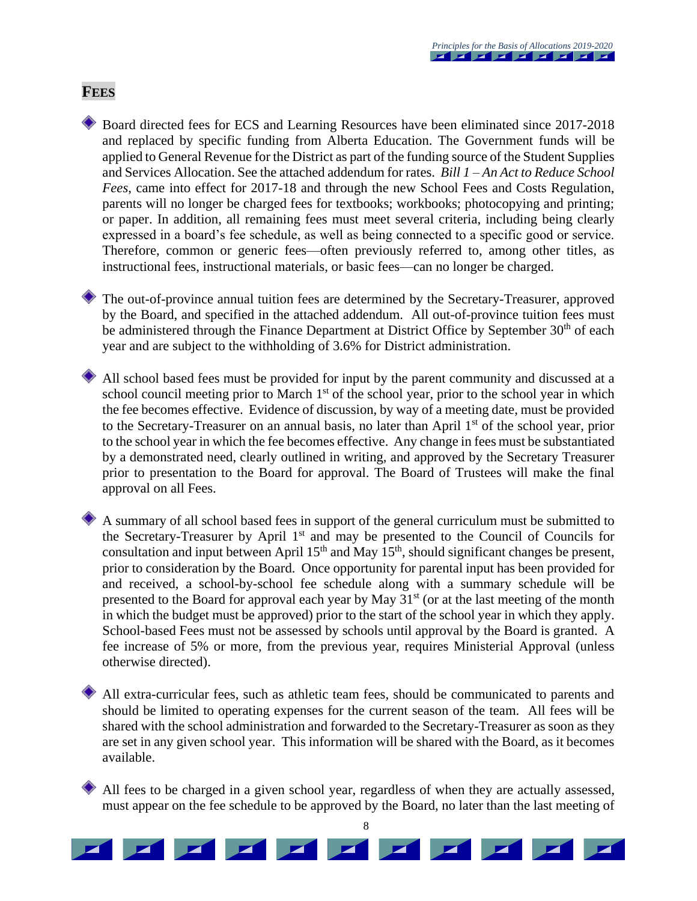## FEES

- Board directed fees for ECS and Learning Resources have been eliminated since 2017-2018 and replaced by specific funding from Alberta Education. The Government funds will be applied to General Revenue for the District as part of the funding source of the Student Supplies and Services Allocation. See the attached addendum for rates. *Bill 1 – An Act to Reduce School Fees*, came into effect for 2017-18 and through the new School Fees and Costs Regulation, parents will no longer be charged fees for textbooks; workbooks; photocopying and printing; or paper. In addition, all remaining fees must meet several criteria, including being clearly expressed in a board's fee schedule, as well as being connected to a specific good or service. Therefore, common or generic fees—often previously referred to, among other titles, as instructional fees, instructional materials, or basic fees—can no longer be charged.

- The out-of-province annual tuition fees are determined by the Secretary-Treasurer, approved by the Board, and specified in the attached addendum. All out-of-province tuition fees must be administered through the Finance Department at District Office by September 30th of each year and are subject to the withholding of 3.6% for District administration.

- All school based fees must be provided for input by the parent community and discussed at a school council meeting prior to March 1st of the school year, prior to the school year in which the fee becomes effective. Evidence of discussion, by way of a meeting date, must be provided to the Secretary-Treasurer on an annual basis, no later than April 1st of the school year, prior to the school year in which the fee becomes effective. Any change in fees must be substantiated by a demonstrated need, clearly outlined in writing, and approved by the Secretary Treasurer prior to presentation to the Board for approval. The Board of Trustees will make the final approval on all Fees.

- A summary of all school based fees in support of the general curriculum must be submitted to the Secretary-Treasurer by April 1st and may be presented to the Council of Councils for consultation and input between April 15th and May 15th, should significant changes be present, prior to consideration by the Board. Once opportunity for parental input has been provided for and received, a school-by-school fee schedule along with a summary schedule will be presented to the Board for approval each year by May 31st (or at the last meeting of the month in which the budget must be approved) prior to the start of the school year in which they apply. School-based Fees must not be assessed by schools until approval by the Board is granted. A fee increase of 5% or more, from the previous year, requires Ministerial Approval (unless otherwise directed).

- All extra-curricular fees, such as athletic team fees, should be communicated to parents and should be limited to operating expenses for the current season of the team. All fees will be shared with the school administration and forwarded to the Secretary-Treasurer as soon as they are set in any given school year. This information will be shared with the Board, as it becomes available.

- All fees to be charged in a given school year, regardless of when they are actually assessed, must appear on the fee schedule to be approved by the Board, no later than the last meeting of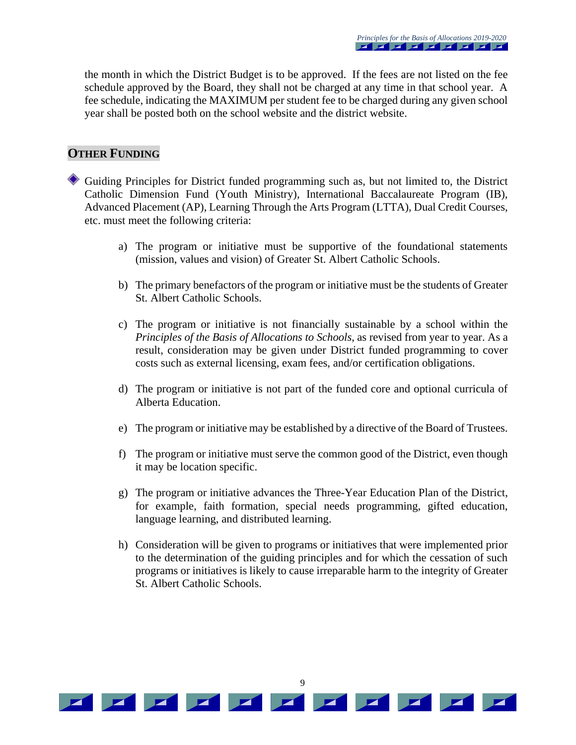the month in which the District Budget is to be approved. If the fees are not listed on the fee schedule approved by the Board, they shall not be charged at any time in that school year. A fee schedule, indicating the MAXIMUM per student fee to be charged during any given school year shall be posted both on the school website and the district website.

## OTHER FUNDING

- Guiding Principles for District funded programming such as, but not limited to, the District Catholic Dimension Fund (Youth Ministry), International Baccalaureate Program (IB), Advanced Placement (AP), Learning Through the Arts Program (LTTA), Dual Credit Courses, etc. must meet the following criteria:

    a) The program or initiative must be supportive of the foundational statements (mission, values and vision) of Greater St. Albert Catholic Schools.

    b) The primary benefactors of the program or initiative must be the students of Greater St. Albert Catholic Schools.

    c) The program or initiative is not financially sustainable by a school within the *Principles of the Basis of Allocations to Schools,* as revised from year to year. As a result, consideration may be given under District funded programming to cover costs such as external licensing, exam fees, and/or certification obligations.

    d) The program or initiative is not part of the funded core and optional curricula of Alberta Education.

    e) The program or initiative may be established by a directive of the Board of Trustees.

    f) The program or initiative must serve the common good of the District, even though it may be location specific.

    g) The program or initiative advances the Three-Year Education Plan of the District, for example, faith formation, special needs programming, gifted education, language learning, and distributed learning.

    h) Consideration will be given to programs or initiatives that were implemented prior to the determination of the guiding principles and for which the cessation of such programs or initiatives is likely to cause irreparable harm to the integrity of Greater St. Albert Catholic Schools.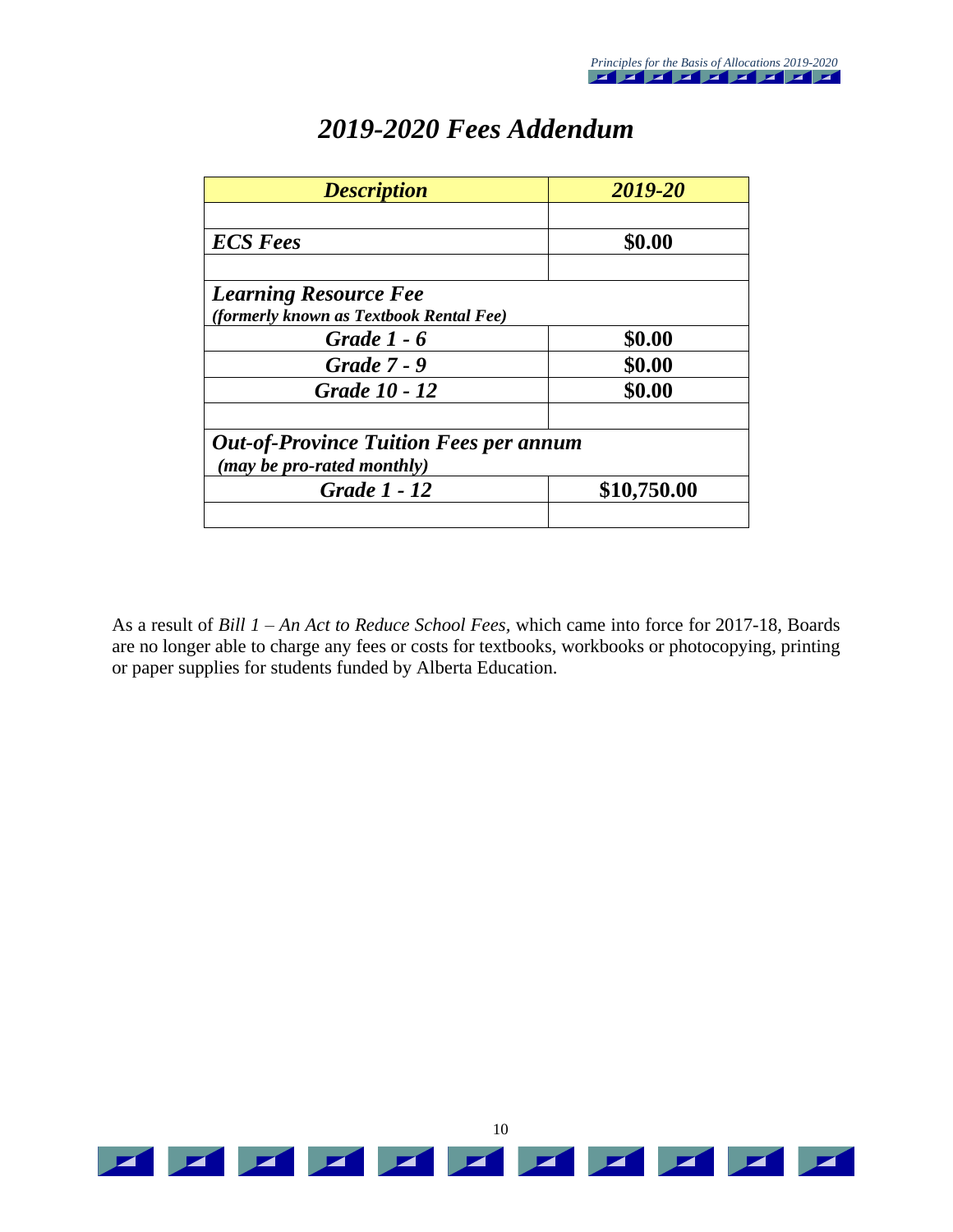# *2019-2020 Fees Addendum*

| ***Description*** | ***2019-20*** |
|---|---|
| | |
| ***ECS Fees*** | **$0.00** |
| | |
| ***Learning Resource Fee*** ***(formerly known as Textbook Rental Fee)*** | |
| ***Grade 1 - 6*** | **$0.00** |
| ***Grade 7 - 9*** | **$0.00** |
| ***Grade 10 - 12*** | **$0.00** |
| | |
| ***Out-of-Province Tuition Fees per annum*** ***(may be pro-rated monthly)*** | |
| ***Grade 1 - 12*** | **$10,750.00** |
| | |

As a result of *Bill 1 – An Act to Reduce School Fees*, which came into force for 2017-18, Boards are no longer able to charge any fees or costs for textbooks, workbooks or photocopying, printing or paper supplies for students funded by Alberta Education.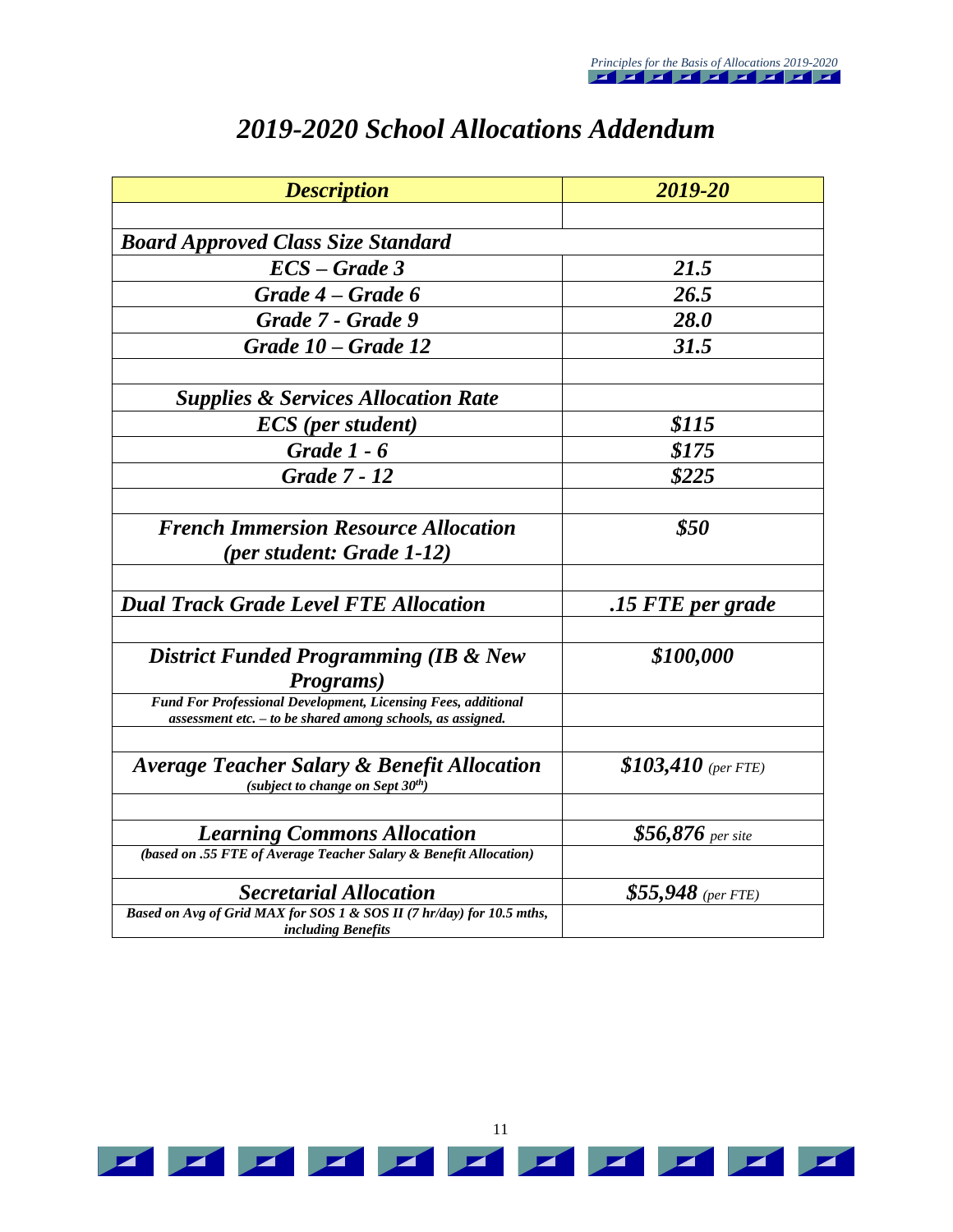# *2019-2020 School Allocations Addendum*

| ***Description*** | ***2019-20*** |
|---|---|
| | |
| ***Board Approved Class Size Standard*** | |
| ***ECS – Grade 3*** | ***21.5*** |
| ***Grade 4 – Grade 6*** | ***26.5*** |
| ***Grade 7 - Grade 9*** | ***28.0*** |
| ***Grade 10 – Grade 12*** | ***31.5*** |
| | |
| ***Supplies & Services Allocation Rate*** | |
| ***ECS (per student)*** | ***$115*** |
| ***Grade 1 - 6*** | ***$175*** |
| ***Grade 7 - 12*** | ***$225*** |
| | |
| ***French Immersion Resource Allocation (per student: Grade 1-12)*** | ***$50*** |
| | |
| ***Dual Track Grade Level FTE Allocation*** | ***.15 FTE per grade*** |
| | |
| ***District Funded Programming (IB & New Programs)*** | ***$100,000*** |
| ***Fund For Professional Development, Licensing Fees, additional assessment etc. – to be shared among schools, as assigned.*** | |
| | |
| ***Average Teacher Salary & Benefit Allocation*** ***(subject to change on Sept 30th)*** | ***$103,410*** *(per FTE)* |
| | |
| ***Learning Commons Allocation*** | ***$56,876*** *per site* |
| ***(based on .55 FTE of Average Teacher Salary & Benefit Allocation)*** | |
| ***Secretarial Allocation*** | ***$55,948*** *(per FTE)* |
| ***Based on Avg of Grid MAX for SOS 1 & SOS II (7 hr/day) for 10.5 mths, including Benefits*** | |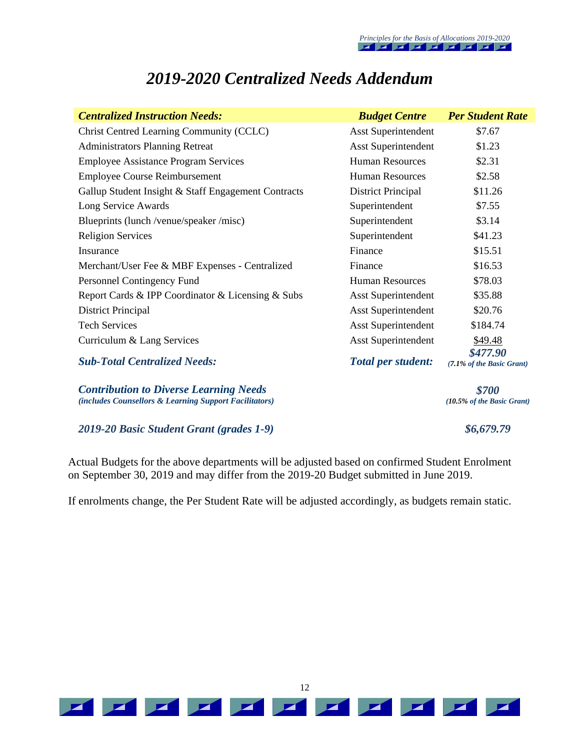# *2019-2020 Centralized Needs Addendum*

| *Centralized Instruction Needs:* | *Budget Centre* | *Per Student Rate* |
|---|---|---|
| Christ Centred Learning Community (CCLC) | Asst Superintendent | $7.67 |
| Administrators Planning Retreat | Asst Superintendent | $1.23 |
| Employee Assistance Program Services | Human Resources | $2.31 |
| Employee Course Reimbursement | Human Resources | $2.58 |
| Gallup Student Insight & Staff Engagement Contracts | District Principal | $11.26 |
| Long Service Awards | Superintendent | $7.55 |
| Blueprints (lunch /venue/speaker /misc) | Superintendent | $3.14 |
| Religion Services | Superintendent | $41.23 |
| Insurance | Finance | $15.51 |
| Merchant/User Fee & MBF Expenses - Centralized | Finance | $16.53 |
| Personnel Contingency Fund | Human Resources | $78.03 |
| Report Cards & IPP Coordinator & Licensing & Subs | Asst Superintendent | $35.88 |
| District Principal | Asst Superintendent | $20.76 |
| Tech Services | Asst Superintendent | $184.74 |
| Curriculum & Lang Services | Asst Superintendent | $49.48 |
| ***Sub-Total Centralized Needs:*** | ***Total per student:*** | ***$477.90*** *(7.1% of the Basic Grant)* |
| ***Contribution to Diverse Learning Needs*** *(includes Counsellors & Learning Support Facilitators)* | | ***$700*** *(10.5% of the Basic Grant)* |
| ***2019-20 Basic Student Grant (grades 1-9)*** | | ***$6,679.79*** |

Actual Budgets for the above departments will be adjusted based on confirmed Student Enrolment on September 30, 2019 and may differ from the 2019-20 Budget submitted in June 2019.

If enrolments change, the Per Student Rate will be adjusted accordingly, as budgets remain static.